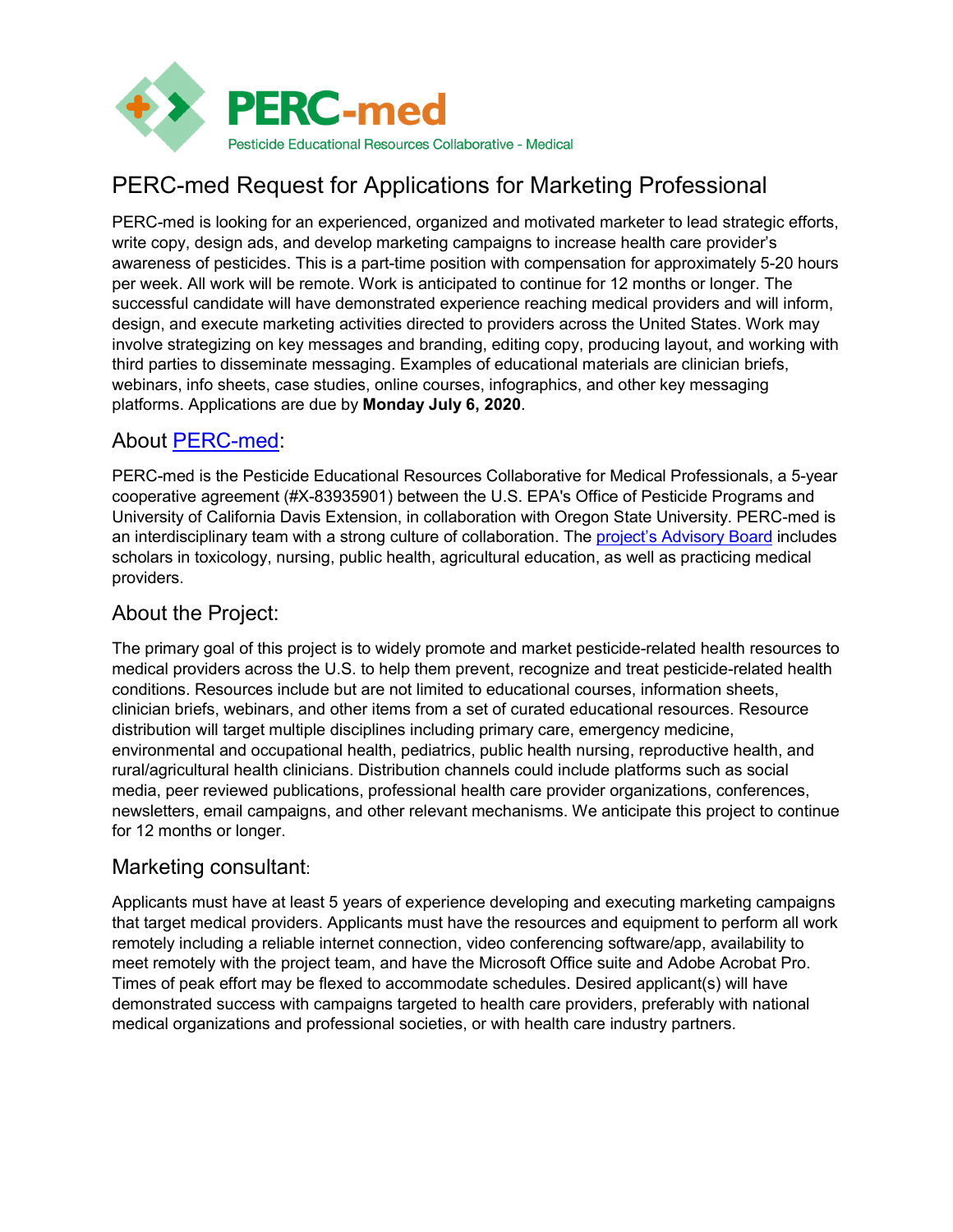# PERC-med

Pesticide Educational Resources Collaborative - Medical

## PERC-med Request for Applications for Marketing Professional

PERC-med is looking for an experienced, organized and motivated marketer to lead strategic efforts, write copy, design ads, and develop marketing campaigns to increase health care provider's awareness of pesticides. This is a part-time position with compensation for approximately 5-20 hours per week. All work will be remote. Work is anticipated to continue for 12 months or longer. The successful candidate will have demonstrated experience reaching medical providers and will inform, design, and execute marketing activities directed to providers across the United States. Work may involve strategizing on key messages and branding, editing copy, producing layout, and working with third parties to disseminate messaging. Examples of educational materials are clinician briefs, webinars, info sheets, case studies, online courses, infographics, and other key messaging platforms. Applications are due by **Monday July 6, 2020**.

### About PERC-med:

PERC-med is the Pesticide Educational Resources Collaborative for Medical Professionals, a 5-year cooperative agreement (#X-83935901) between the U.S. EPA's Office of Pesticide Programs and University of California Davis Extension, in collaboration with Oregon State University. PERC-med is an interdisciplinary team with a strong culture of collaboration. The project's Advisory Board includes scholars in toxicology, nursing, public health, agricultural education, as well as practicing medical providers.

### About the Project:

The primary goal of this project is to widely promote and market pesticide-related health resources to medical providers across the U.S. to help them prevent, recognize and treat pesticide-related health conditions. Resources include but are not limited to educational courses, information sheets, clinician briefs, webinars, and other items from a set of curated educational resources. Resource distribution will target multiple disciplines including primary care, emergency medicine, environmental and occupational health, pediatrics, public health nursing, reproductive health, and rural/agricultural health clinicians. Distribution channels could include platforms such as social media, peer reviewed publications, professional health care provider organizations, conferences, newsletters, email campaigns, and other relevant mechanisms. We anticipate this project to continue for 12 months or longer.

### Marketing consultant:

Applicants must have at least 5 years of experience developing and executing marketing campaigns that target medical providers. Applicants must have the resources and equipment to perform all work remotely including a reliable internet connection, video conferencing software/app, availability to meet remotely with the project team, and have the Microsoft Office suite and Adobe Acrobat Pro. Times of peak effort may be flexed to accommodate schedules. Desired applicant(s) will have demonstrated success with campaigns targeted to health care providers, preferably with national medical organizations and professional societies, or with health care industry partners.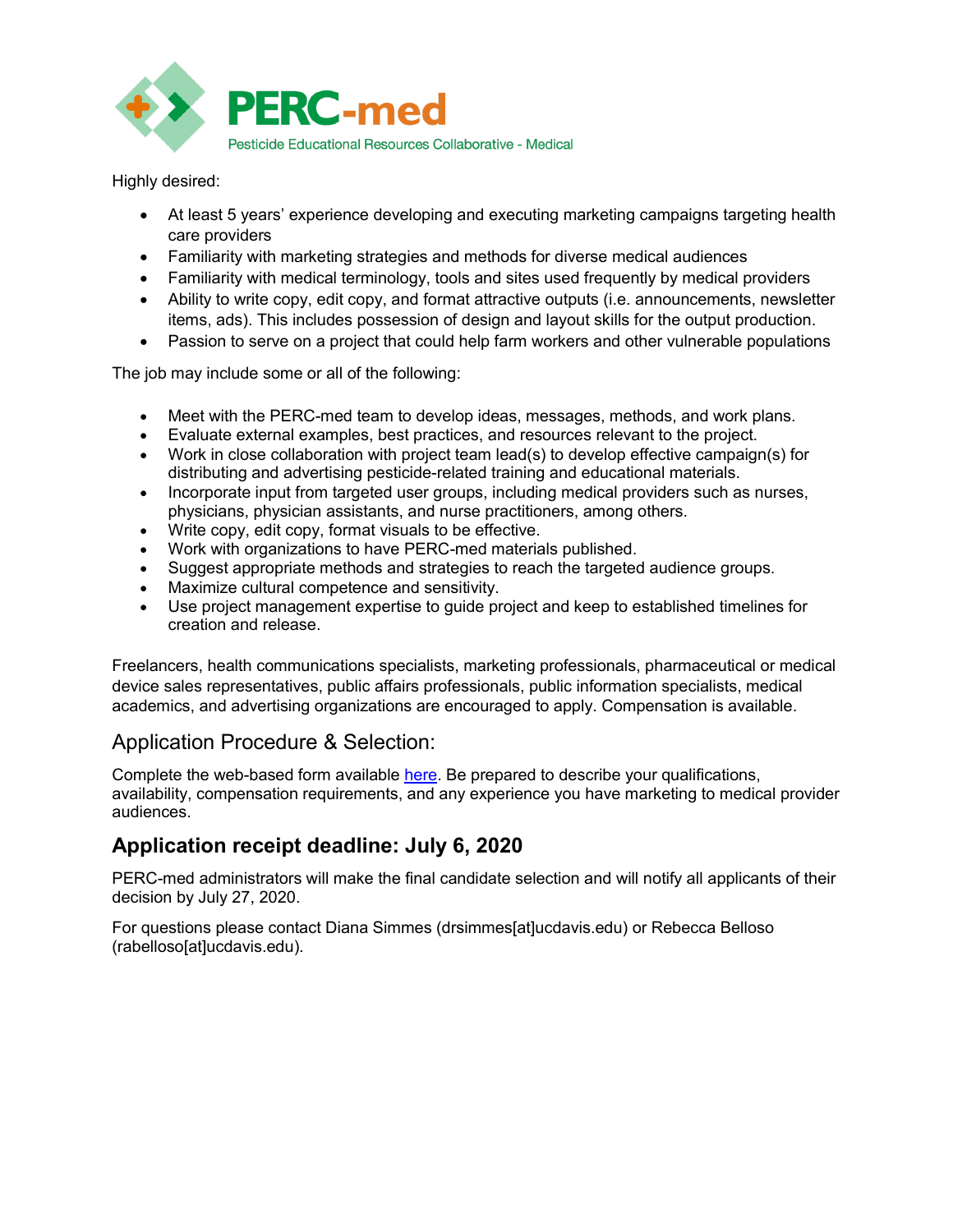Highly desired:

- At least 5 years' experience developing and executing marketing campaigns targeting health care providers
- Familiarity with marketing strategies and methods for diverse medical audiences
- Familiarity with medical terminology, tools and sites used frequently by medical providers
- Ability to write copy, edit copy, and format attractive outputs (i.e. announcements, newsletter items, ads). This includes possession of design and layout skills for the output production.
- Passion to serve on a project that could help farm workers and other vulnerable populations

The job may include some or all of the following:

- Meet with the PERC-med team to develop ideas, messages, methods, and work plans.
- Evaluate external examples, best practices, and resources relevant to the project.
- Work in close collaboration with project team lead(s) to develop effective campaign(s) for distributing and advertising pesticide-related training and educational materials.
- Incorporate input from targeted user groups, including medical providers such as nurses, physicians, physician assistants, and nurse practitioners, among others.
- Write copy, edit copy, format visuals to be effective.
- Work with organizations to have PERC-med materials published.
- Suggest appropriate methods and strategies to reach the targeted audience groups.
- Maximize cultural competence and sensitivity.
- Use project management expertise to guide project and keep to established timelines for creation and release.

Freelancers, health communications specialists, marketing professionals, pharmaceutical or medical device sales representatives, public affairs professionals, public information specialists, medical academics, and advertising organizations are encouraged to apply. Compensation is available.

## Application Procedure & Selection:

Complete the web-based form available here. Be prepared to describe your qualifications, availability, compensation requirements, and any experience you have marketing to medical provider audiences.

## **Application receipt deadline: July 6, 2020**

PERC-med administrators will make the final candidate selection and will notify all applicants of their decision by July 27, 2020.

For questions please contact Diana Simmes (drsimmes[at]ucdavis.edu) or Rebecca Belloso (rabelloso[at]ucdavis.edu).